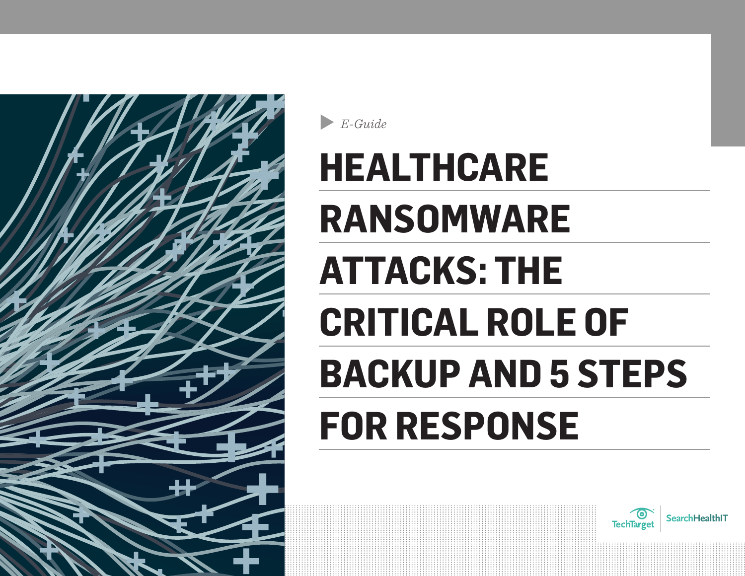*E-Guide*

# HEALTHCARE RANSOMWARE ATTACKS: THE CRITICAL ROLE OF BACKUP AND 5 STEPS FOR RESPONSE

TechTarget | SearchHealthIT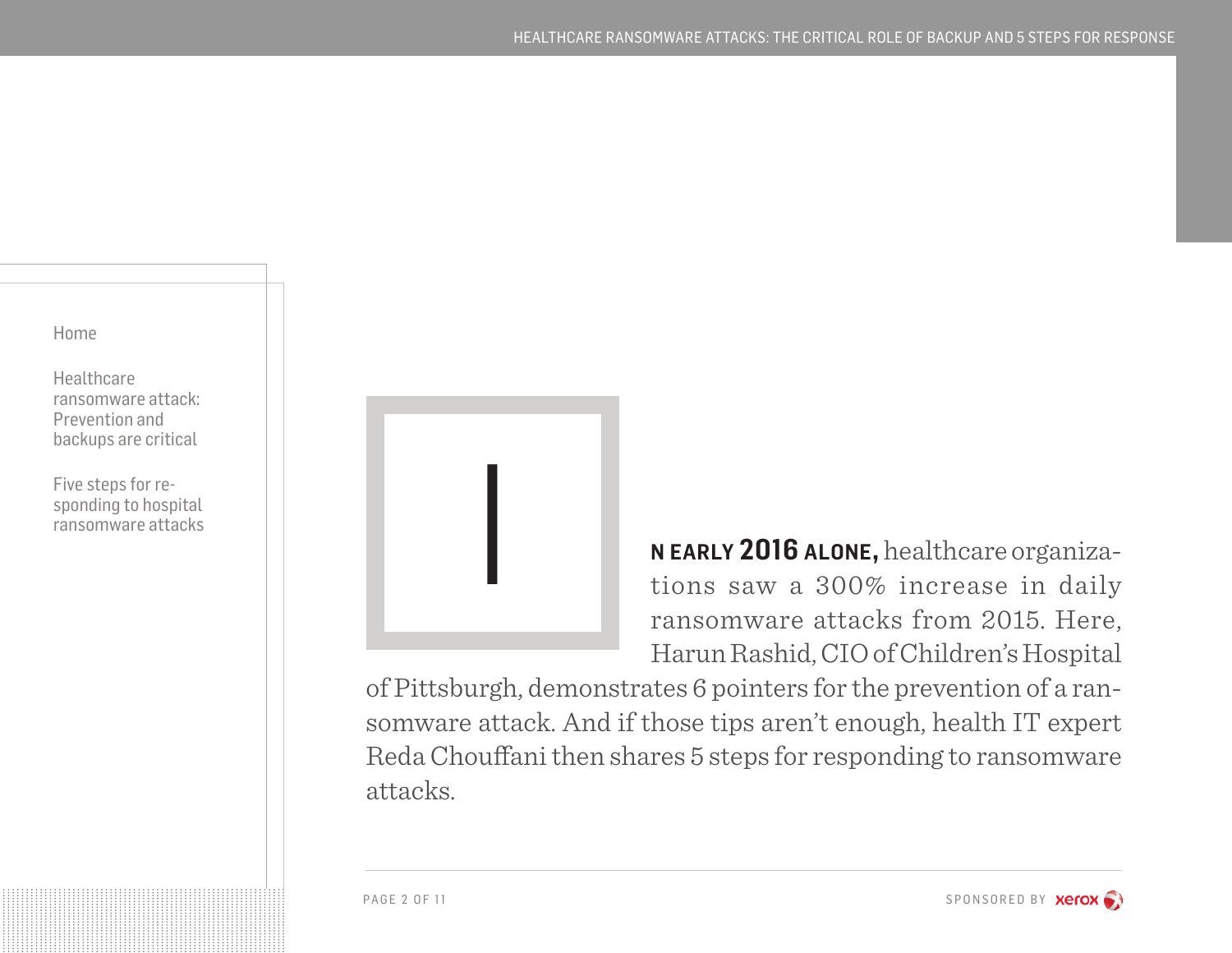Home

Healthcare ransomware attack: Prevention and backups are critical

Five steps for responding to hospital ransomware attacks

**IN EARLY 2016 ALONE,** healthcare organizations saw a 300% increase in daily ransomware attacks from 2015. Here, Harun Rashid, CIO of Children's Hospital of Pittsburgh, demonstrates 6 pointers for the prevention of a ransomware attack. And if those tips aren't enough, health IT expert Reda Chouffani then shares 5 steps for responding to ransomware attacks.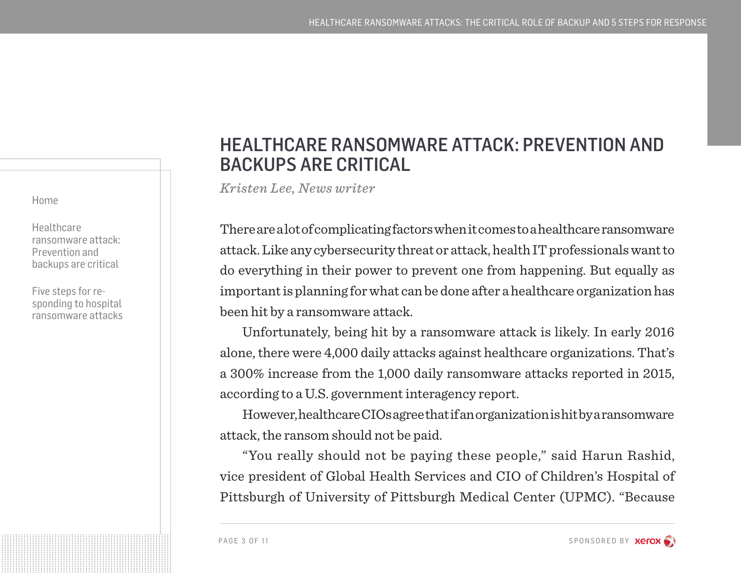# HEALTHCARE RANSOMWARE ATTACK: PREVENTION AND BACKUPS ARE CRITICAL

*Kristen Lee, News writer*

There are a lot of complicating factors when it comes to a healthcare ransomware attack. Like any cybersecurity threat or attack, health IT professionals want to do everything in their power to prevent one from happening. But equally as important is planning for what can be done after a healthcare organization has been hit by a ransomware attack.

Unfortunately, being hit by a ransomware attack is likely. In early 2016 alone, there were 4,000 daily attacks against healthcare organizations. That's a 300% increase from the 1,000 daily ransomware attacks reported in 2015, according to a U.S. government interagency report.

However, healthcare CIOs agree that if an organization is hit by a ransomware attack, the ransom should not be paid.

"You really should not be paying these people," said Harun Rashid, vice president of Global Health Services and CIO of Children's Hospital of Pittsburgh of University of Pittsburgh Medical Center (UPMC). "Because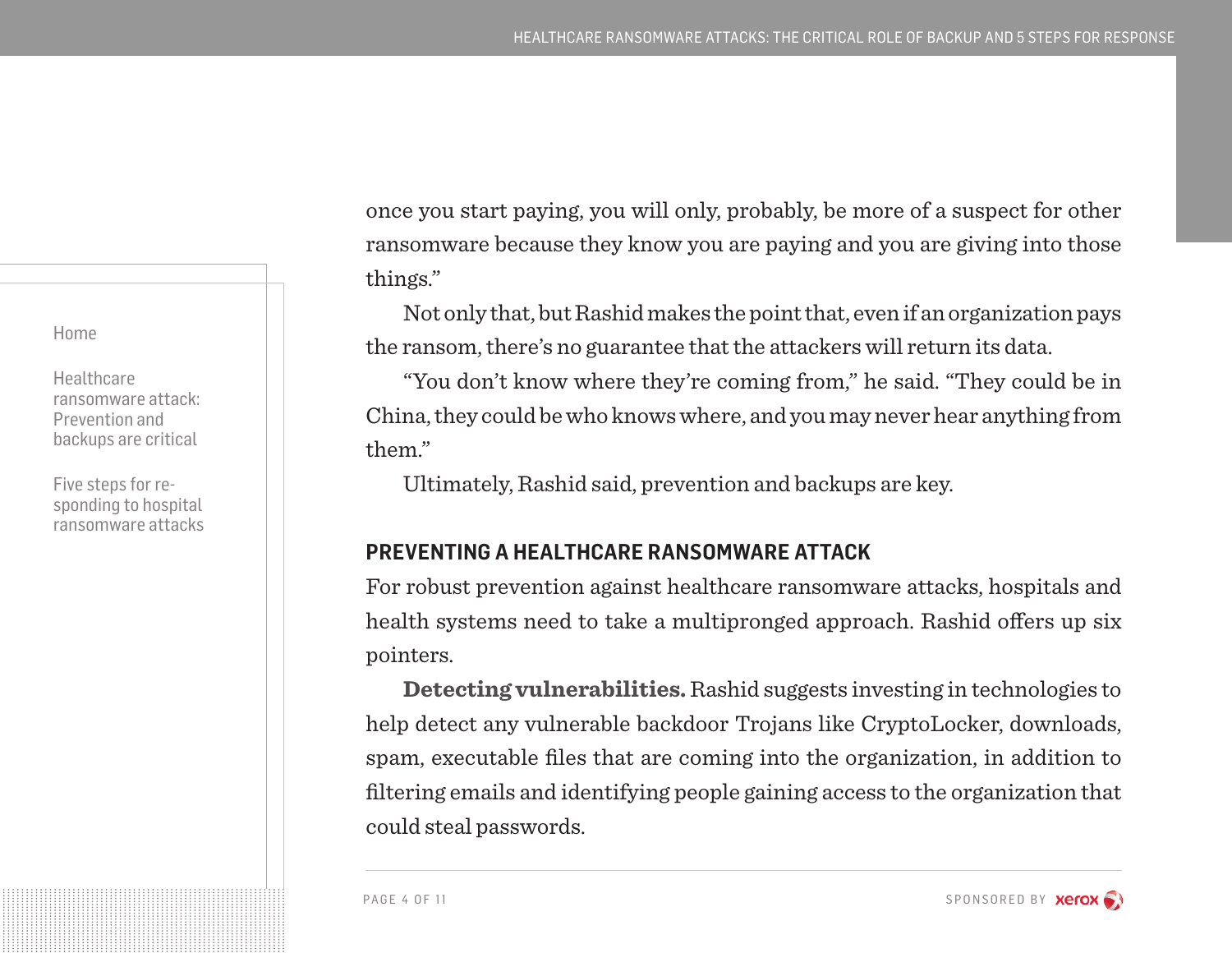once you start paying, you will only, probably, be more of a suspect for other ransomware because they know you are paying and you are giving into those things."

Not only that, but Rashid makes the point that, even if an organization pays the ransom, there's no guarantee that the attackers will return its data.

"You don't know where they're coming from," he said. "They could be in China, they could be who knows where, and you may never hear anything from them."

Ultimately, Rashid said, prevention and backups are key.

## PREVENTING A HEALTHCARE RANSOMWARE ATTACK

For robust prevention against healthcare ransomware attacks, hospitals and health systems need to take a multipronged approach. Rashid offers up six pointers.

**Detecting vulnerabilities.** Rashid suggests investing in technologies to help detect any vulnerable backdoor Trojans like CryptoLocker, downloads, spam, executable files that are coming into the organization, in addition to filtering emails and identifying people gaining access to the organization that could steal passwords.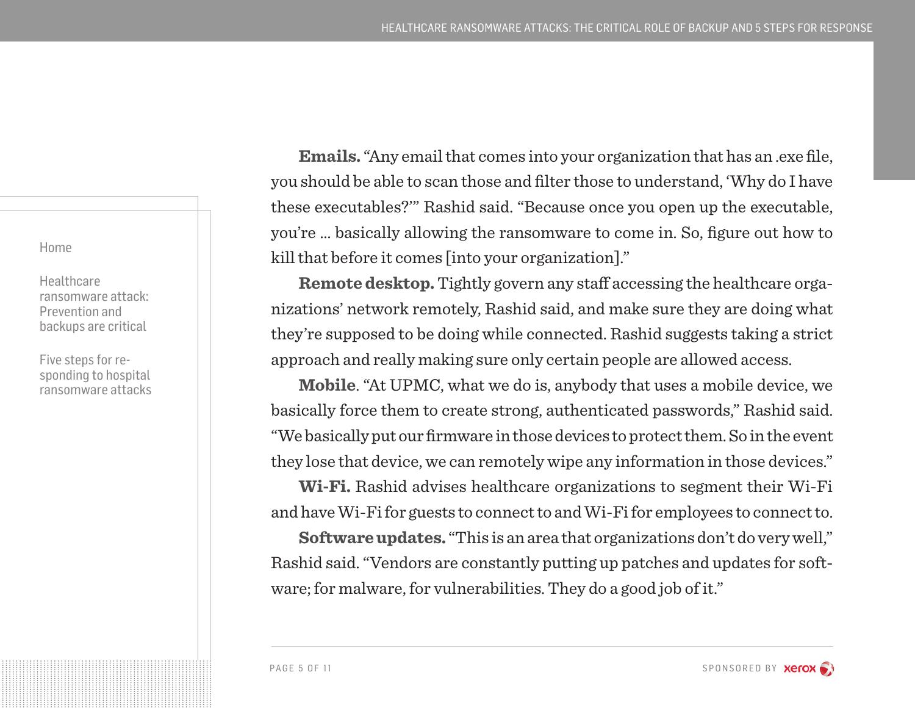**Emails.** “Any email that comes into your organization that has an .exe file, you should be able to scan those and filter those to understand, ‘Why do I have these executables?’” Rashid said. “Because once you open up the executable, you’re ... basically allowing the ransomware to come in. So, figure out how to kill that before it comes [into your organization].”

**Remote desktop.** Tightly govern any staff accessing the healthcare organizations’ network remotely, Rashid said, and make sure they are doing what they’re supposed to be doing while connected. Rashid suggests taking a strict approach and really making sure only certain people are allowed access.

**Mobile**. “At UPMC, what we do is, anybody that uses a mobile device, we basically force them to create strong, authenticated passwords,” Rashid said. “We basically put our firmware in those devices to protect them. So in the event they lose that device, we can remotely wipe any information in those devices.”

**Wi-Fi.** Rashid advises healthcare organizations to segment their Wi-Fi and have Wi-Fi for guests to connect to and Wi-Fi for employees to connect to.

**Software updates.** “This is an area that organizations don’t do very well,” Rashid said. “Vendors are constantly putting up patches and updates for software; for malware, for vulnerabilities. They do a good job of it.”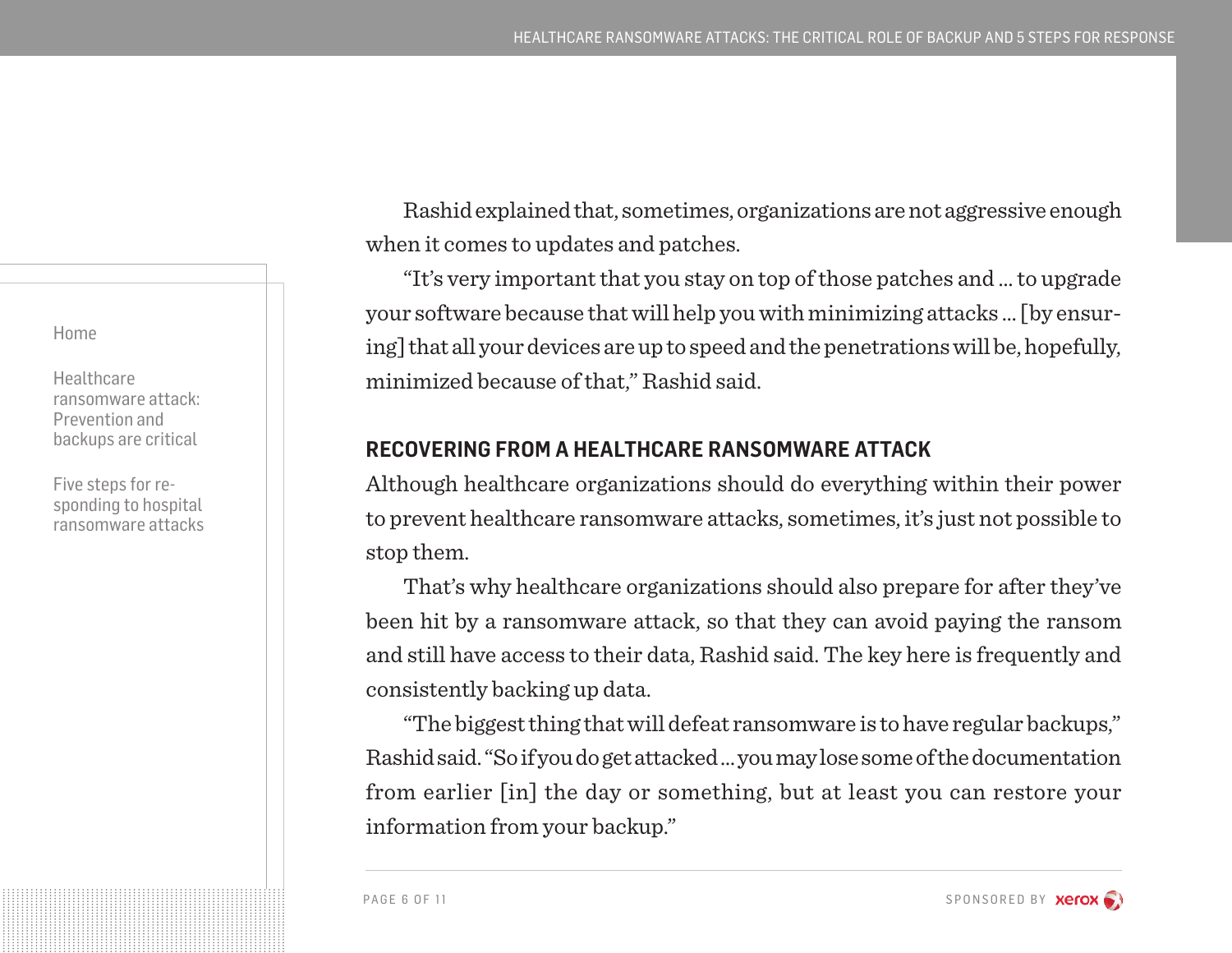Rashid explained that, sometimes, organizations are not aggressive enough when it comes to updates and patches.

"It's very important that you stay on top of those patches and ... to upgrade your software because that will help you with minimizing attacks ... [by ensuring] that all your devices are up to speed and the penetrations will be, hopefully, minimized because of that," Rashid said.

## RECOVERING FROM A HEALTHCARE RANSOMWARE ATTACK

Although healthcare organizations should do everything within their power to prevent healthcare ransomware attacks, sometimes, it's just not possible to stop them.

That's why healthcare organizations should also prepare for after they've been hit by a ransomware attack, so that they can avoid paying the ransom and still have access to their data, Rashid said. The key here is frequently and consistently backing up data.

"The biggest thing that will defeat ransomware is to have regular backups," Rashid said. "So if you do get attacked ... you may lose some of the documentation from earlier [in] the day or something, but at least you can restore your information from your backup."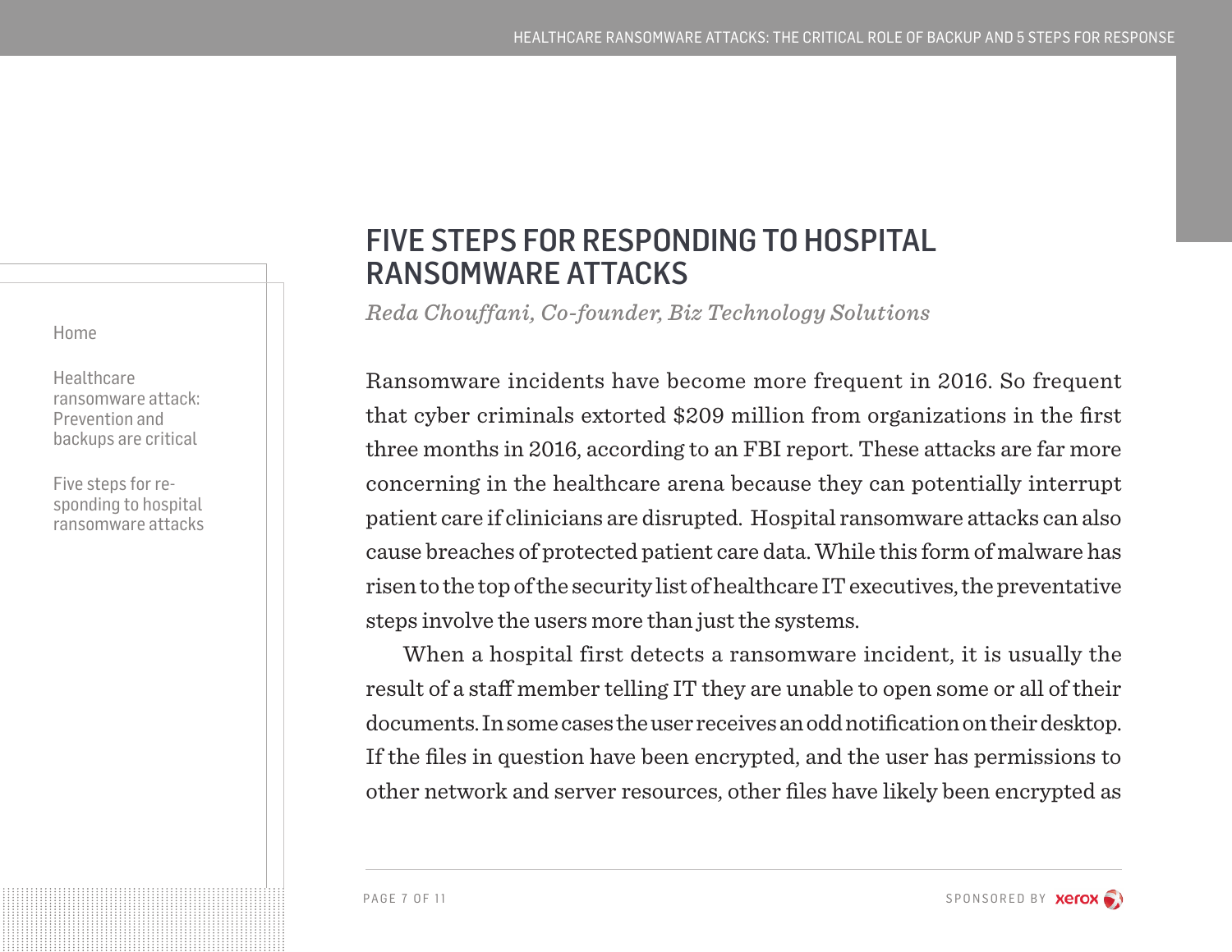# FIVE STEPS FOR RESPONDING TO HOSPITAL RANSOMWARE ATTACKS

*Reda Chouffani, Co-founder, Biz Technology Solutions*

Ransomware incidents have become more frequent in 2016. So frequent that cyber criminals extorted $209 million from organizations in the first three months in 2016, according to an FBI report. These attacks are far more concerning in the healthcare arena because they can potentially interrupt patient care if clinicians are disrupted. Hospital ransomware attacks can also cause breaches of protected patient care data. While this form of malware has risen to the top of the security list of healthcare IT executives, the preventative steps involve the users more than just the systems.

When a hospital first detects a ransomware incident, it is usually the result of a staff member telling IT they are unable to open some or all of their documents. In some cases the user receives an odd notification on their desktop. If the files in question have been encrypted, and the user has permissions to other network and server resources, other files have likely been encrypted as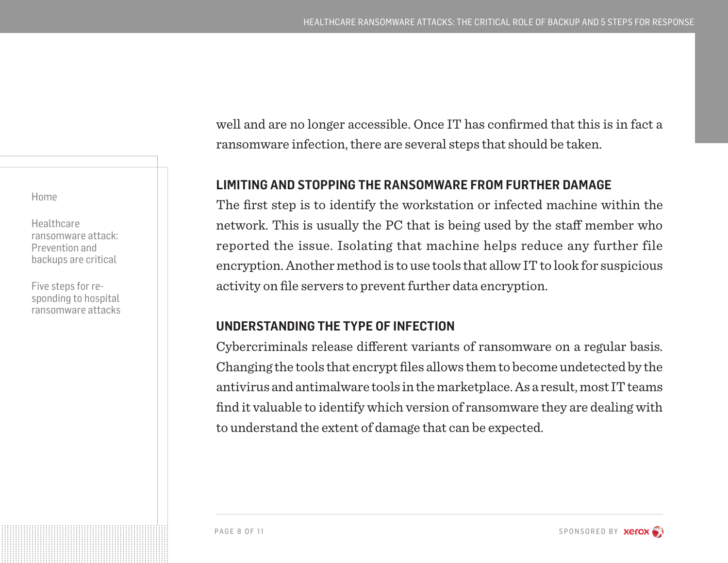well and are no longer accessible. Once IT has confirmed that this is in fact a ransomware infection, there are several steps that should be taken.

## LIMITING AND STOPPING THE RANSOMWARE FROM FURTHER DAMAGE

The first step is to identify the workstation or infected machine within the network. This is usually the PC that is being used by the staff member who reported the issue. Isolating that machine helps reduce any further file encryption. Another method is to use tools that allow IT to look for suspicious activity on file servers to prevent further data encryption.

## UNDERSTANDING THE TYPE OF INFECTION

Cybercriminals release different variants of ransomware on a regular basis. Changing the tools that encrypt files allows them to become undetected by the antivirus and antimalware tools in the marketplace. As a result, most IT teams find it valuable to identify which version of ransomware they are dealing with to understand the extent of damage that can be expected.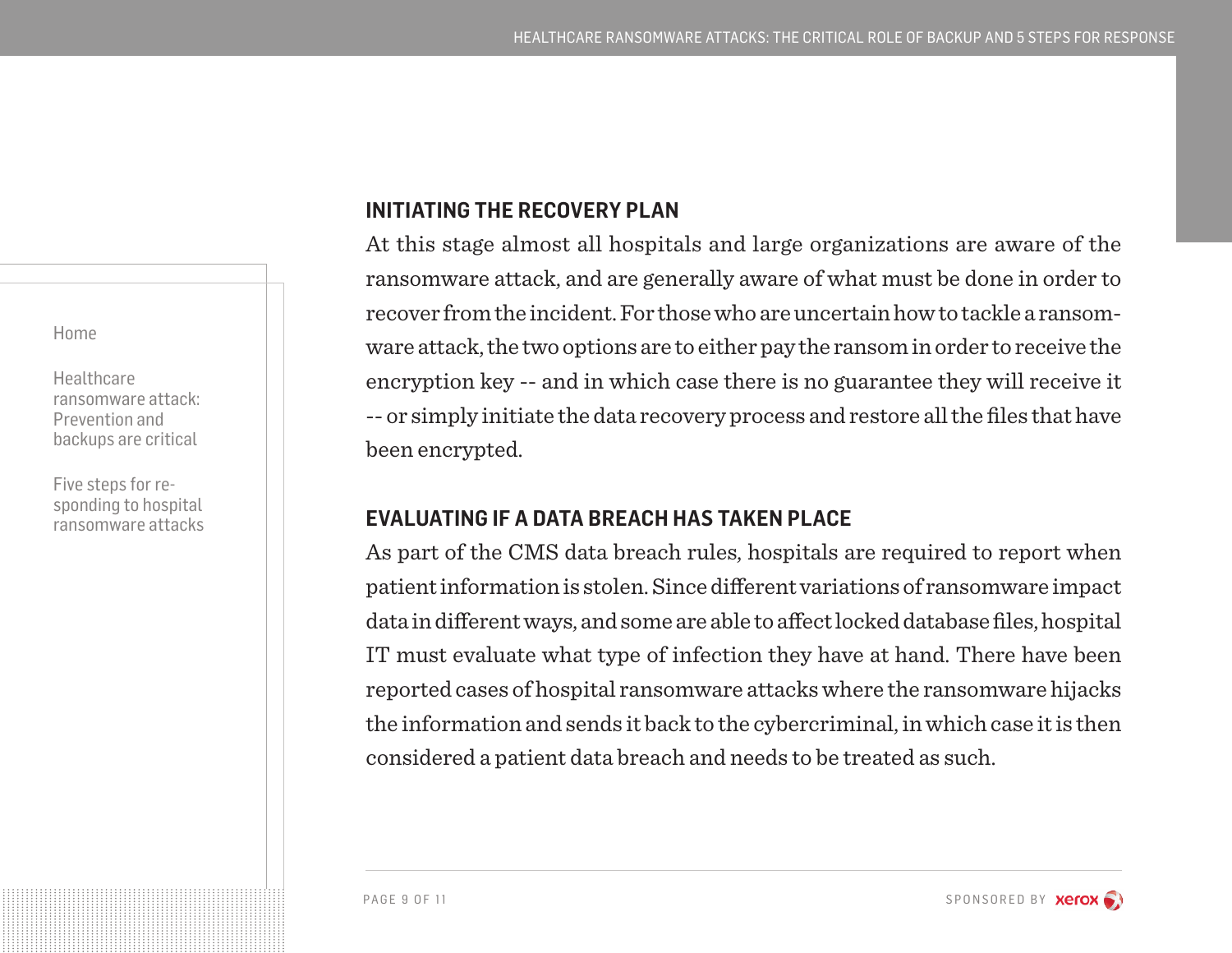## INITIATING THE RECOVERY PLAN

At this stage almost all hospitals and large organizations are aware of the ransomware attack, and are generally aware of what must be done in order to recover from the incident. For those who are uncertain how to tackle a ransomware attack, the two options are to either pay the ransom in order to receive the encryption key -- and in which case there is no guarantee they will receive it -- or simply initiate the data recovery process and restore all the files that have been encrypted.

## EVALUATING IF A DATA BREACH HAS TAKEN PLACE

As part of the CMS data breach rules, hospitals are required to report when patient information is stolen. Since different variations of ransomware impact data in different ways, and some are able to affect locked database files, hospital IT must evaluate what type of infection they have at hand. There have been reported cases of hospital ransomware attacks where the ransomware hijacks the information and sends it back to the cybercriminal, in which case it is then considered a patient data breach and needs to be treated as such.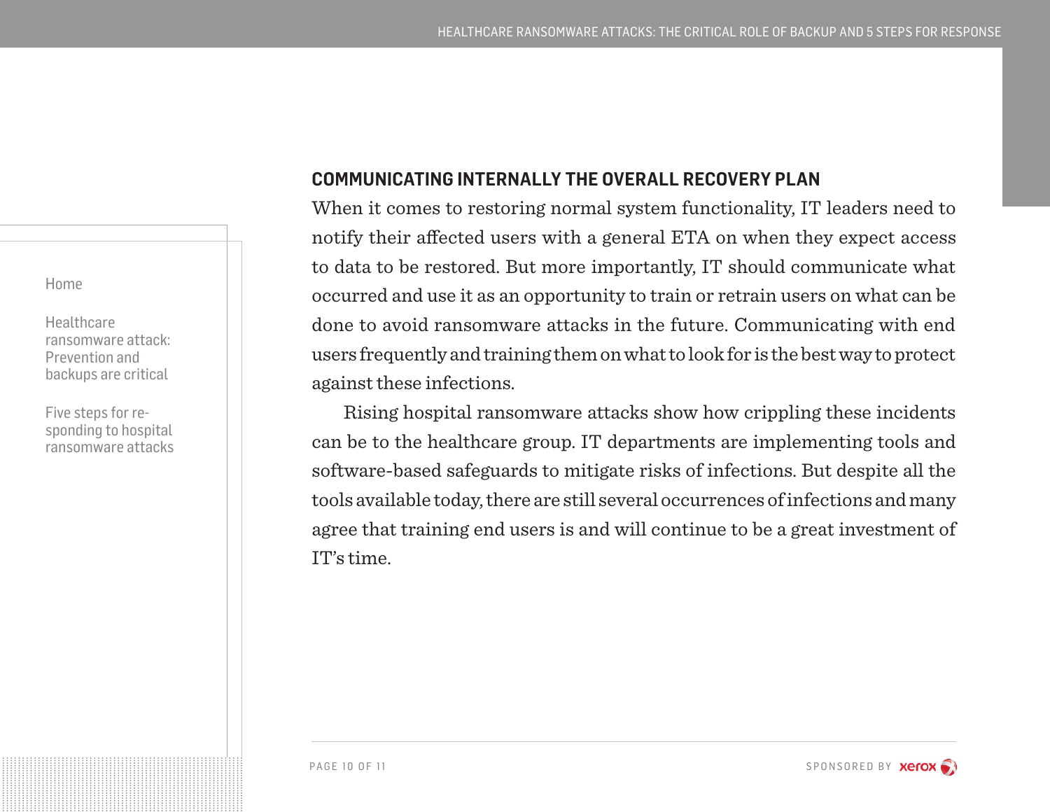## COMMUNICATING INTERNALLY THE OVERALL RECOVERY PLAN

When it comes to restoring normal system functionality, IT leaders need to notify their affected users with a general ETA on when they expect access to data to be restored. But more importantly, IT should communicate what occurred and use it as an opportunity to train or retrain users on what can be done to avoid ransomware attacks in the future. Communicating with end users frequently and training them on what to look for is the best way to protect against these infections.

Rising hospital ransomware attacks show how crippling these incidents can be to the healthcare group. IT departments are implementing tools and software-based safeguards to mitigate risks of infections. But despite all the tools available today, there are still several occurrences of infections and many agree that training end users is and will continue to be a great investment of IT's time.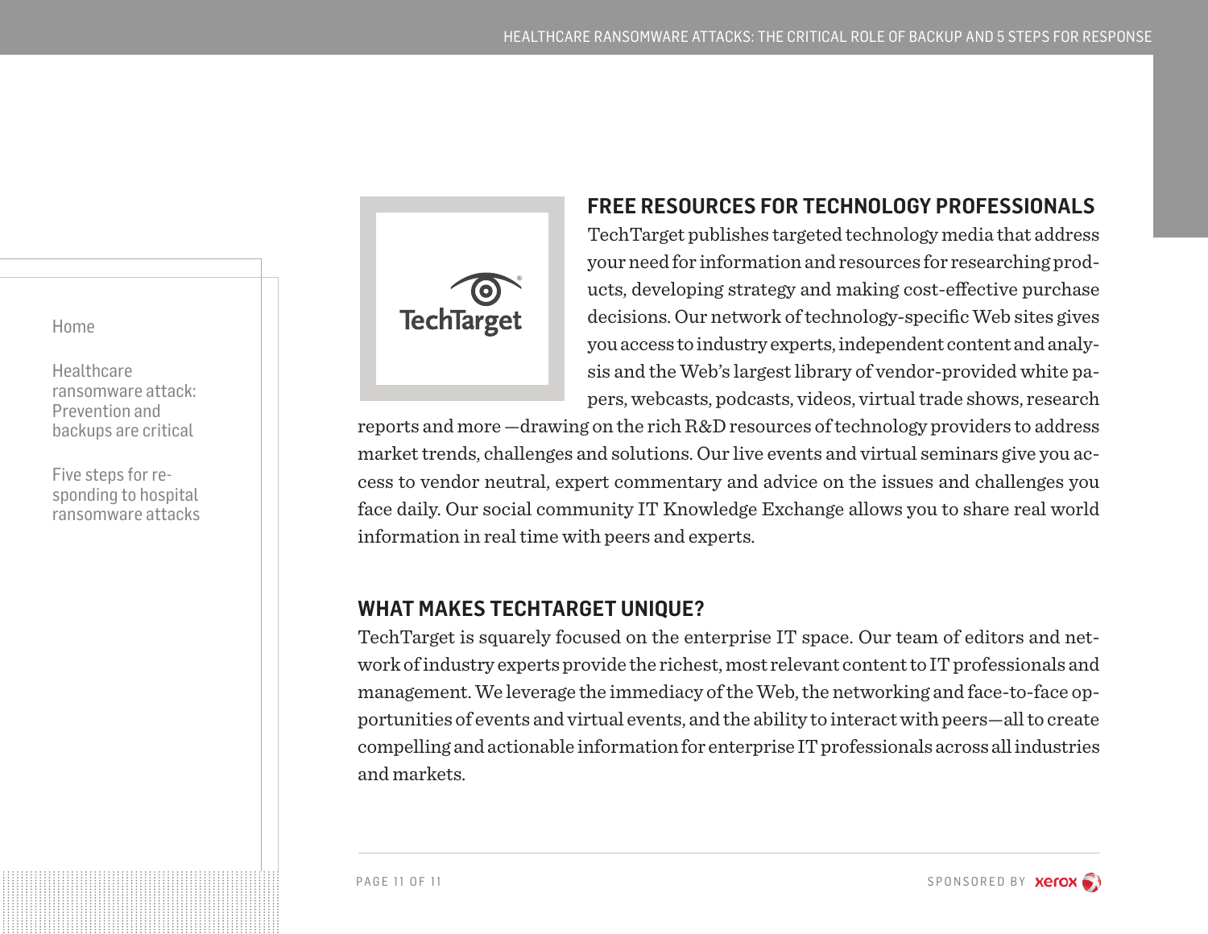Home

Healthcare ransomware attack: Prevention and backups are critical

Five steps for responding to hospital ransomware attacks

## FREE RESOURCES FOR TECHNOLOGY PROFESSIONALS

TechTarget publishes targeted technology media that address your need for information and resources for researching products, developing strategy and making cost-effective purchase decisions. Our network of technology-specific Web sites gives you access to industry experts, independent content and analysis and the Web's largest library of vendor-provided white papers, webcasts, podcasts, videos, virtual trade shows, research reports and more —drawing on the rich R&D resources of technology providers to address market trends, challenges and solutions. Our live events and virtual seminars give you access to vendor neutral, expert commentary and advice on the issues and challenges you face daily. Our social community IT Knowledge Exchange allows you to share real world information in real time with peers and experts.

## WHAT MAKES TECHTARGET UNIQUE?

TechTarget is squarely focused on the enterprise IT space. Our team of editors and network of industry experts provide the richest, most relevant content to IT professionals and management. We leverage the immediacy of the Web, the networking and face-to-face opportunities of events and virtual events, and the ability to interact with peers—all to create compelling and actionable information for enterprise IT professionals across all industries and markets.

SPONSORED BY xerox